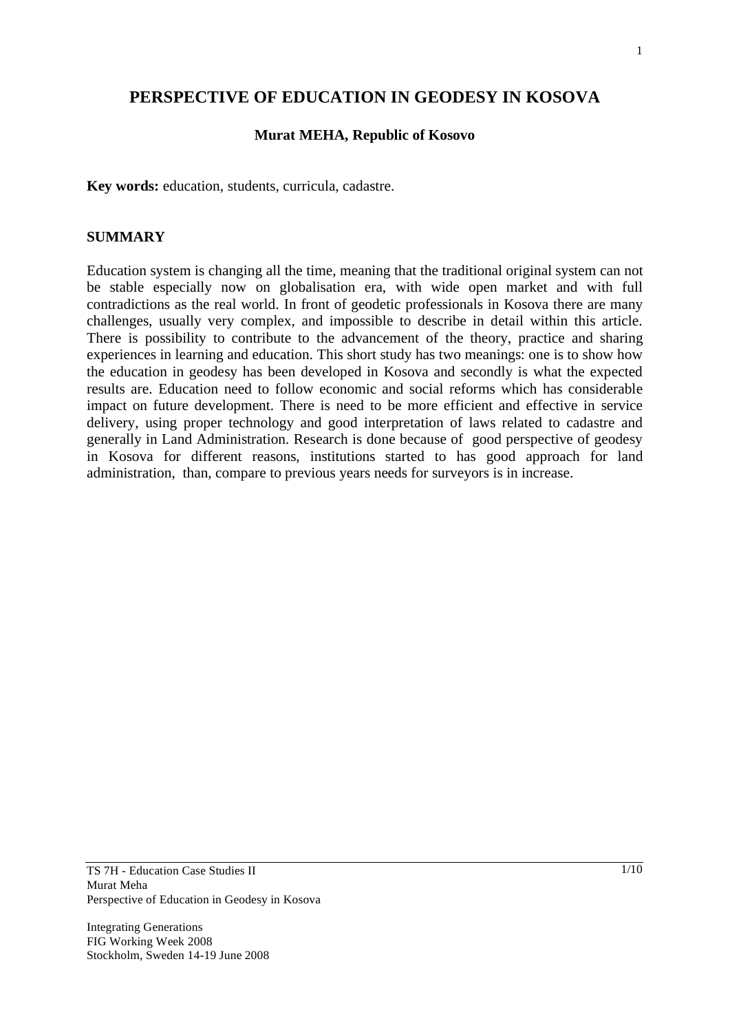# PERSPECTIVE OF EDUCATION IN GEODESY IN KOSOVA

**Murat MEHA, Republic of Kosovo**

**Key words:** education, students, curricula, cadastre.

## SUMMARY

Education system is changing all the time, meaning that the traditional original system can not be stable especially now on globalisation era, with wide open market and with full contradictions as the real world. In front of geodetic professionals in Kosova there are many challenges, usually very complex, and impossible to describe in detail within this article. There is possibility to contribute to the advancement of the theory, practice and sharing experiences in learning and education. This short study has two meanings: one is to show how the education in geodesy has been developed in Kosova and secondly is what the expected results are. Education need to follow economic and social reforms which has considerable impact on future development. There is need to be more efficient and effective in service delivery, using proper technology and good interpretation of laws related to cadastre and generally in Land Administration. Research is done because of good perspective of geodesy in Kosova for different reasons, institutions started to has good approach for land administration, than, compare to previous years needs for surveyors is in increase.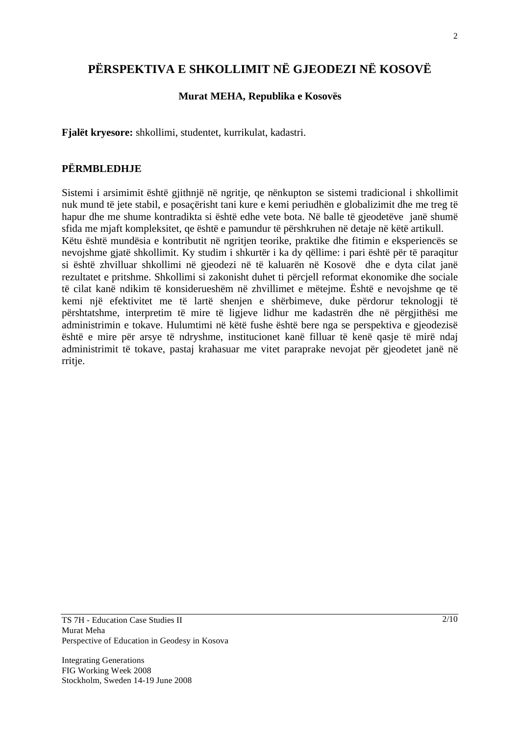# PËRSPEKTIVA E SHKOLLIMIT NË GJEODEZI NË KOSOVË

**Murat MEHA, Republika e Kosovës**

**Fjalët kryesore:** shkollimi, studentet, kurrikulat, kadastri.

## PËRMBLEDHJE

Sistemi i arsimimit është gjithnjë në ngritje, qe nënkupton se sistemi tradicional i shkollimit nuk mund të jete stabil, e posaçërisht tani kure e kemi periudhën e globalizimit dhe me treg të hapur dhe me shume kontradikta si është edhe vete bota. Në balle të gjeodetëve janë shumë sfida me mjaft kompleksitet, qe është e pamundur të përshkruhen në detaje në këtë artikull.
Këtu është mundësia e kontributit në ngritjen teorike, praktike dhe fitimin e eksperiencës se nevojshme gjatë shkollimit. Ky studim i shkurtër i ka dy qëllime: i pari është për të paraqitur si është zhvilluar shkollimi në gjeodezi në të kaluarën në Kosovë dhe e dyta cilat janë rezultatet e pritshme. Shkollimi si zakonisht duhet ti përcjell reformat ekonomike dhe sociale të cilat kanë ndikim të konsiderueshëm në zhvillimet e mëtejme. Është e nevojshme qe të kemi një efektivitet me të lartë shenjen e shërbimeve, duke përdorur teknologji të përshtatshme, interpretim të mire të ligjeve lidhur me kadastrën dhe në përgjithësi me administrimin e tokave. Hulumtimi në këtë fushe është bere nga se perspektiva e gjeodezisë është e mire për arsye të ndryshme, institucionet kanë filluar të kenë qasje të mirë ndaj administrimit të tokave, pastaj krahasuar me vitet paraprake nevojat për gjeodetet janë në rritje.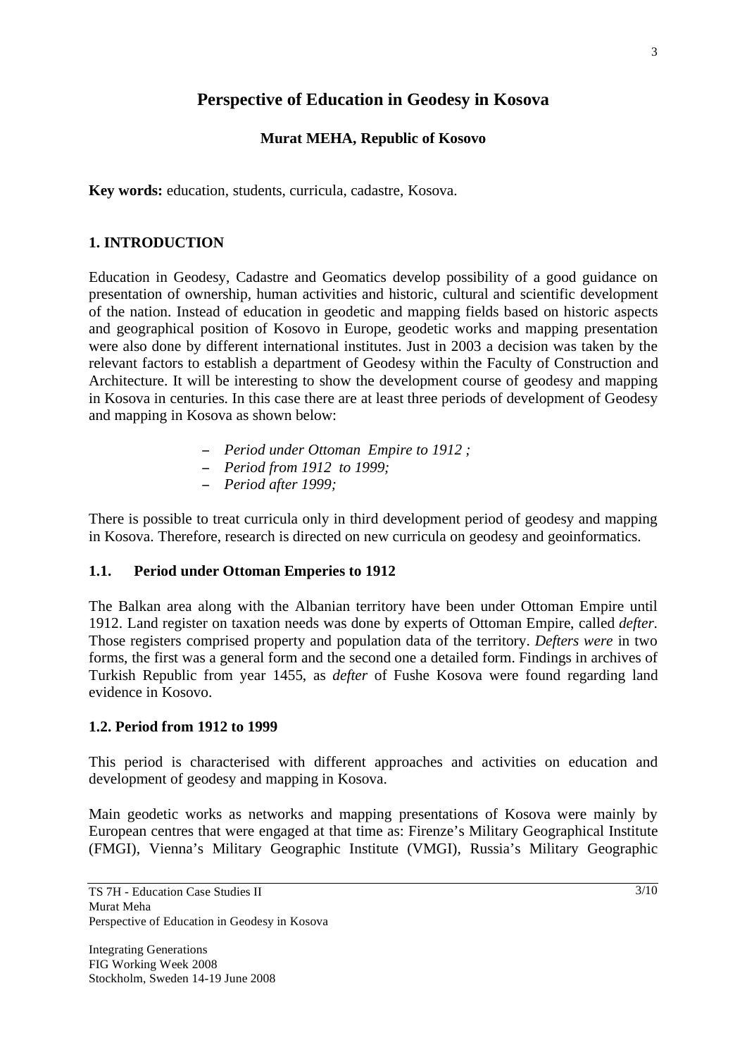# Perspective of Education in Geodesy in Kosova

**Murat MEHA, Republic of Kosovo**

**Key words:** education, students, curricula, cadastre, Kosova.

## 1. INTRODUCTION

Education in Geodesy, Cadastre and Geomatics develop possibility of a good guidance on presentation of ownership, human activities and historic, cultural and scientific development of the nation. Instead of education in geodetic and mapping fields based on historic aspects and geographical position of Kosovo in Europe, geodetic works and mapping presentation were also done by different international institutes. Just in 2003 a decision was taken by the relevant factors to establish a department of Geodesy within the Faculty of Construction and Architecture. It will be interesting to show the development course of geodesy and mapping in Kosova in centuries. In this case there are at least three periods of development of Geodesy and mapping in Kosova as shown below:

- *Period under Ottoman Empire to 1912 ;*
- *Period from 1912 to 1999;*
- *Period after 1999;*

There is possible to treat curricula only in third development period of geodesy and mapping in Kosova. Therefore, research is directed on new curricula on geodesy and geoinformatics.

### 1.1. Period under Ottoman Emperies to 1912

The Balkan area along with the Albanian territory have been under Ottoman Empire until 1912. Land register on taxation needs was done by experts of Ottoman Empire, called *defter.* Those registers comprised property and population data of the territory. *Defters were* in two forms, the first was a general form and the second one a detailed form. Findings in archives of Turkish Republic from year 1455, as *defter* of Fushe Kosova were found regarding land evidence in Kosovo.

### 1.2. Period from 1912 to 1999

This period is characterised with different approaches and activities on education and development of geodesy and mapping in Kosova.

Main geodetic works as networks and mapping presentations of Kosova were mainly by European centres that were engaged at that time as: Firenze's Military Geographical Institute (FMGI), Vienna's Military Geographic Institute (VMGI), Russia's Military Geographic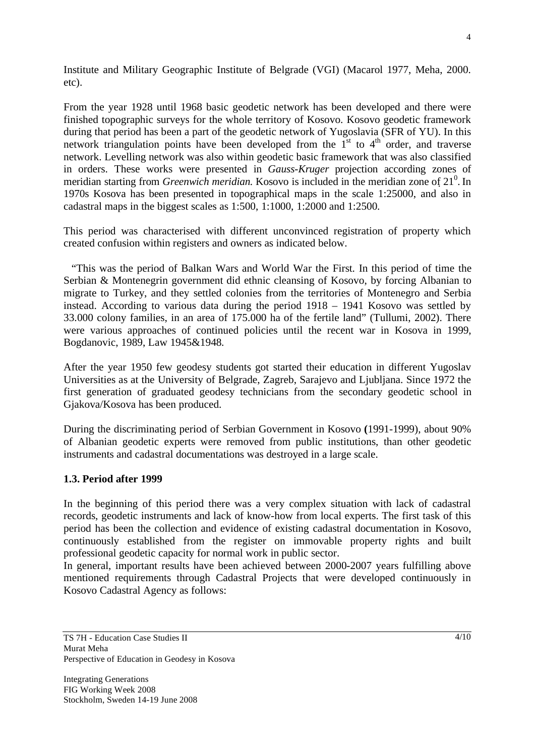Institute and Military Geographic Institute of Belgrade (VGI) (Macarol 1977, Meha, 2000. etc).

From the year 1928 until 1968 basic geodetic network has been developed and there were finished topographic surveys for the whole territory of Kosovo. Kosovo geodetic framework during that period has been a part of the geodetic network of Yugoslavia (SFR of YU). In this network triangulation points have been developed from the $1^{st}$ to $4^{th}$ order, and traverse network. Levelling network was also within geodetic basic framework that was also classified in orders. These works were presented in *Gauss-Kruger* projection according zones of meridian starting from *Greenwich meridian.* Kosovo is included in the meridian zone of $21^0$. In 1970s Kosova has been presented in topographical maps in the scale 1:25000, and also in cadastral maps in the biggest scales as 1:500, 1:1000, 1:2000 and 1:2500.

This period was characterised with different unconvinced registration of property which created confusion within registers and owners as indicated below.

"This was the period of Balkan Wars and World War the First. In this period of time the Serbian & Montenegrin government did ethnic cleansing of Kosovo, by forcing Albanian to migrate to Turkey, and they settled colonies from the territories of Montenegro and Serbia instead. According to various data during the period 1918 – 1941 Kosovo was settled by 33.000 colony families, in an area of 175.000 ha of the fertile land" (Tullumi, 2002). There were various approaches of continued policies until the recent war in Kosova in 1999, Bogdanovic, 1989, Law 1945&1948.

After the year 1950 few geodesy students got started their education in different Yugoslav Universities as at the University of Belgrade, Zagreb, Sarajevo and Ljubljana. Since 1972 the first generation of graduated geodesy technicians from the secondary geodetic school in Gjakova/Kosova has been produced.

During the discriminating period of Serbian Government in Kosovo **(**1991-1999), about 90% of Albanian geodetic experts were removed from public institutions, than other geodetic instruments and cadastral documentations was destroyed in a large scale.

### 1.3. Period after 1999

In the beginning of this period there was a very complex situation with lack of cadastral records, geodetic instruments and lack of know-how from local experts. The first task of this period has been the collection and evidence of existing cadastral documentation in Kosovo, continuously established from the register on immovable property rights and built professional geodetic capacity for normal work in public sector.
In general, important results have been achieved between 2000-2007 years fulfilling above mentioned requirements through Cadastral Projects that were developed continuously in Kosovo Cadastral Agency as follows: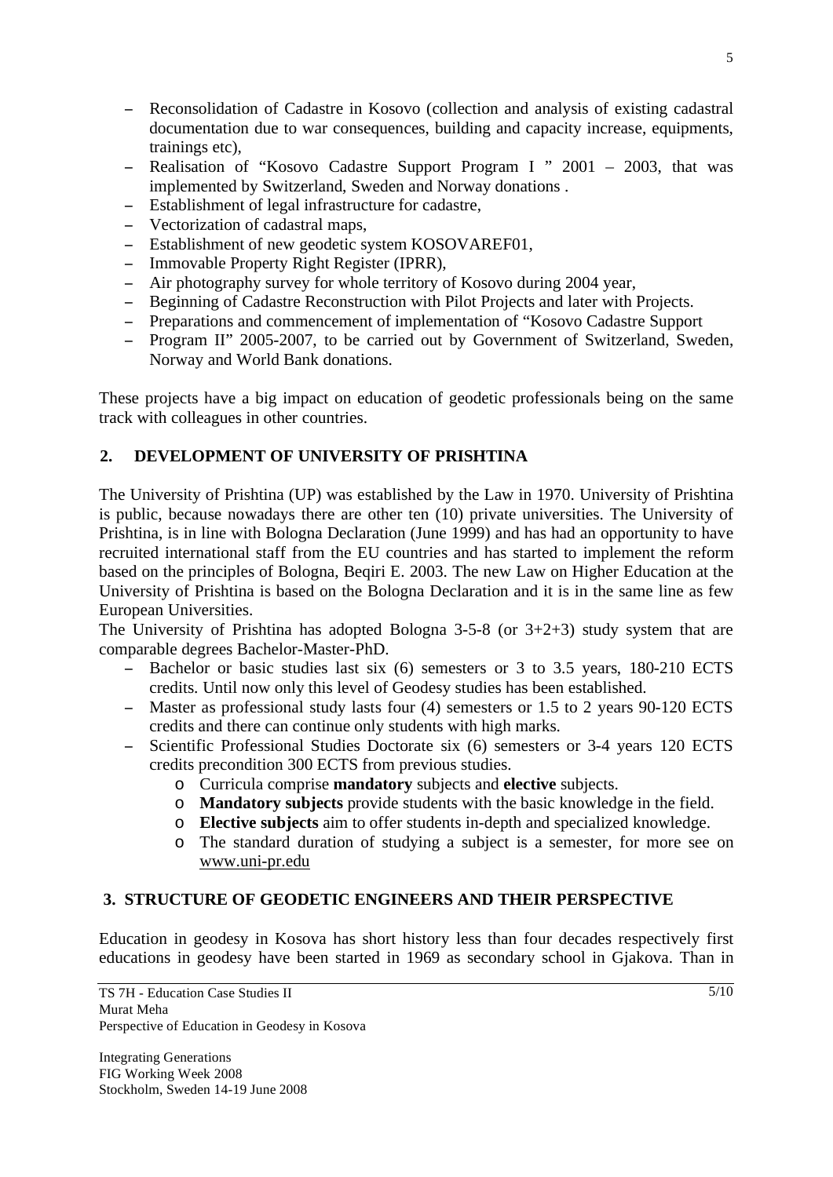- Reconsolidation of Cadastre in Kosovo (collection and analysis of existing cadastral documentation due to war consequences, building and capacity increase, equipments, trainings etc),
- Realisation of "Kosovo Cadastre Support Program I " 2001 – 2003, that was implemented by Switzerland, Sweden and Norway donations .
- Establishment of legal infrastructure for cadastre,
- Vectorization of cadastral maps,
- Establishment of new geodetic system KOSOVAREF01,
- Immovable Property Right Register (IPRR),
- Air photography survey for whole territory of Kosovo during 2004 year,
- Beginning of Cadastre Reconstruction with Pilot Projects and later with Projects.
- Preparations and commencement of implementation of "Kosovo Cadastre Support
- Program II" 2005-2007, to be carried out by Government of Switzerland, Sweden, Norway and World Bank donations.

These projects have a big impact on education of geodetic professionals being on the same track with colleagues in other countries.

## 2. DEVELOPMENT OF UNIVERSITY OF PRISHTINA

The University of Prishtina (UP) was established by the Law in 1970. University of Prishtina is public, because nowadays there are other ten (10) private universities. The University of Prishtina, is in line with Bologna Declaration (June 1999) and has had an opportunity to have recruited international staff from the EU countries and has started to implement the reform based on the principles of Bologna, Beqiri E. 2003. The new Law on Higher Education at the University of Prishtina is based on the Bologna Declaration and it is in the same line as few European Universities.

The University of Prishtina has adopted Bologna 3-5-8 (or 3+2+3) study system that are comparable degrees Bachelor-Master-PhD.

- Bachelor or basic studies last six (6) semesters or 3 to 3.5 years, 180-210 ECTS credits. Until now only this level of Geodesy studies has been established.
- Master as professional study lasts four (4) semesters or 1.5 to 2 years 90-120 ECTS credits and there can continue only students with high marks.
- Scientific Professional Studies Doctorate six (6) semesters or 3-4 years 120 ECTS credits precondition 300 ECTS from previous studies.
  - Curricula comprise **mandatory** subjects and **elective** subjects.
  - **Mandatory subjects** provide students with the basic knowledge in the field.
  - **Elective subjects** aim to offer students in-depth and specialized knowledge.
  - The standard duration of studying a subject is a semester, for more see on www.uni-pr.edu

## 3. STRUCTURE OF GEODETIC ENGINEERS AND THEIR PERSPECTIVE

Education in geodesy in Kosova has short history less than four decades respectively first educations in geodesy have been started in 1969 as secondary school in Gjakova. Than in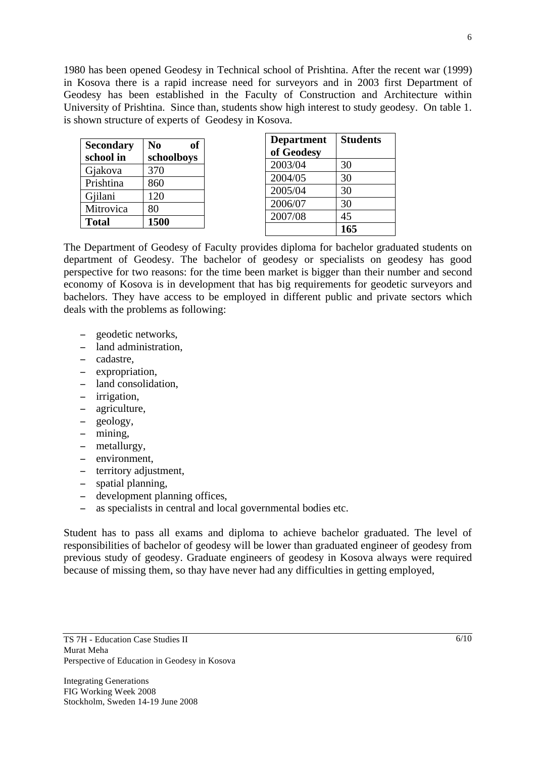1980 has been opened Geodesy in Technical school of Prishtina. After the recent war (1999) in Kosova there is a rapid increase need for surveyors and in 2003 first Department of Geodesy has been established in the Faculty of Construction and Architecture within University of Prishtina. Since than, students show high interest to study geodesy. On table 1. is shown structure of experts of Geodesy in Kosova.

| **Secondary school in** | **No of schoolboys** |
|---|---|
| Gjakova | 370 |
| Prishtina | 860 |
| Gjilani | 120 |
| Mitrovica | 80 |
| **Total** | **1500** |

| **Department of Geodesy** | **Students** |
|---|---|
| 2003/04 | 30 |
| 2004/05 | 30 |
| 2005/04 | 30 |
| 2006/07 | 30 |
| 2007/08 | 45 |
| | **165** |

The Department of Geodesy of Faculty provides diploma for bachelor graduated students on department of Geodesy. The bachelor of geodesy or specialists on geodesy has good perspective for two reasons: for the time been market is bigger than their number and second economy of Kosova is in development that has big requirements for geodetic surveyors and bachelors. They have access to be employed in different public and private sectors which deals with the problems as following:

- geodetic networks,
- land administration,
- cadastre,
- expropriation,
- land consolidation,
- irrigation,
- agriculture,
- geology,
- mining,
- metallurgy,
- environment,
- territory adjustment,
- spatial planning,
- development planning offices,
- as specialists in central and local governmental bodies etc.

Student has to pass all exams and diploma to achieve bachelor graduated. The level of responsibilities of bachelor of geodesy will be lower than graduated engineer of geodesy from previous study of geodesy. Graduate engineers of geodesy in Kosova always were required because of missing them, so thay have never had any difficulties in getting employed,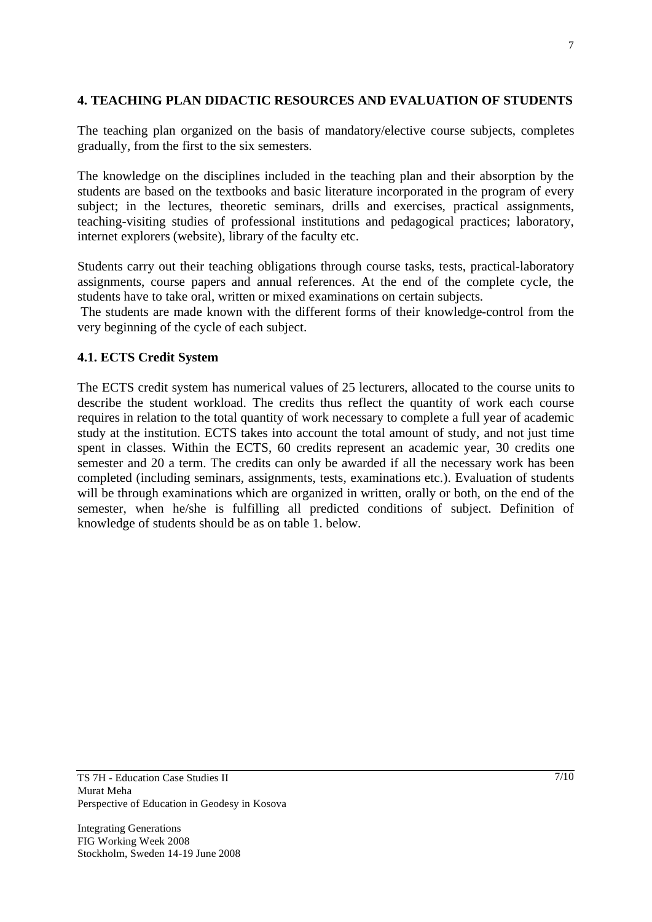## 4. TEACHING PLAN DIDACTIC RESOURCES AND EVALUATION OF STUDENTS

The teaching plan organized on the basis of mandatory/elective course subjects, completes gradually, from the first to the six semesters.

The knowledge on the disciplines included in the teaching plan and their absorption by the students are based on the textbooks and basic literature incorporated in the program of every subject; in the lectures, theoretic seminars, drills and exercises, practical assignments, teaching-visiting studies of professional institutions and pedagogical practices; laboratory, internet explorers (website), library of the faculty etc.

Students carry out their teaching obligations through course tasks, tests, practical-laboratory assignments, course papers and annual references. At the end of the complete cycle, the students have to take oral, written or mixed examinations on certain subjects.

The students are made known with the different forms of their knowledge-control from the very beginning of the cycle of each subject.

### 4.1. ECTS Credit System

The ECTS credit system has numerical values of 25 lecturers, allocated to the course units to describe the student workload. The credits thus reflect the quantity of work each course requires in relation to the total quantity of work necessary to complete a full year of academic study at the institution. ECTS takes into account the total amount of study, and not just time spent in classes. Within the ECTS, 60 credits represent an academic year, 30 credits one semester and 20 a term. The credits can only be awarded if all the necessary work has been completed (including seminars, assignments, tests, examinations etc.). Evaluation of students will be through examinations which are organized in written, orally or both, on the end of the semester, when he/she is fulfilling all predicted conditions of subject. Definition of knowledge of students should be as on table 1. below.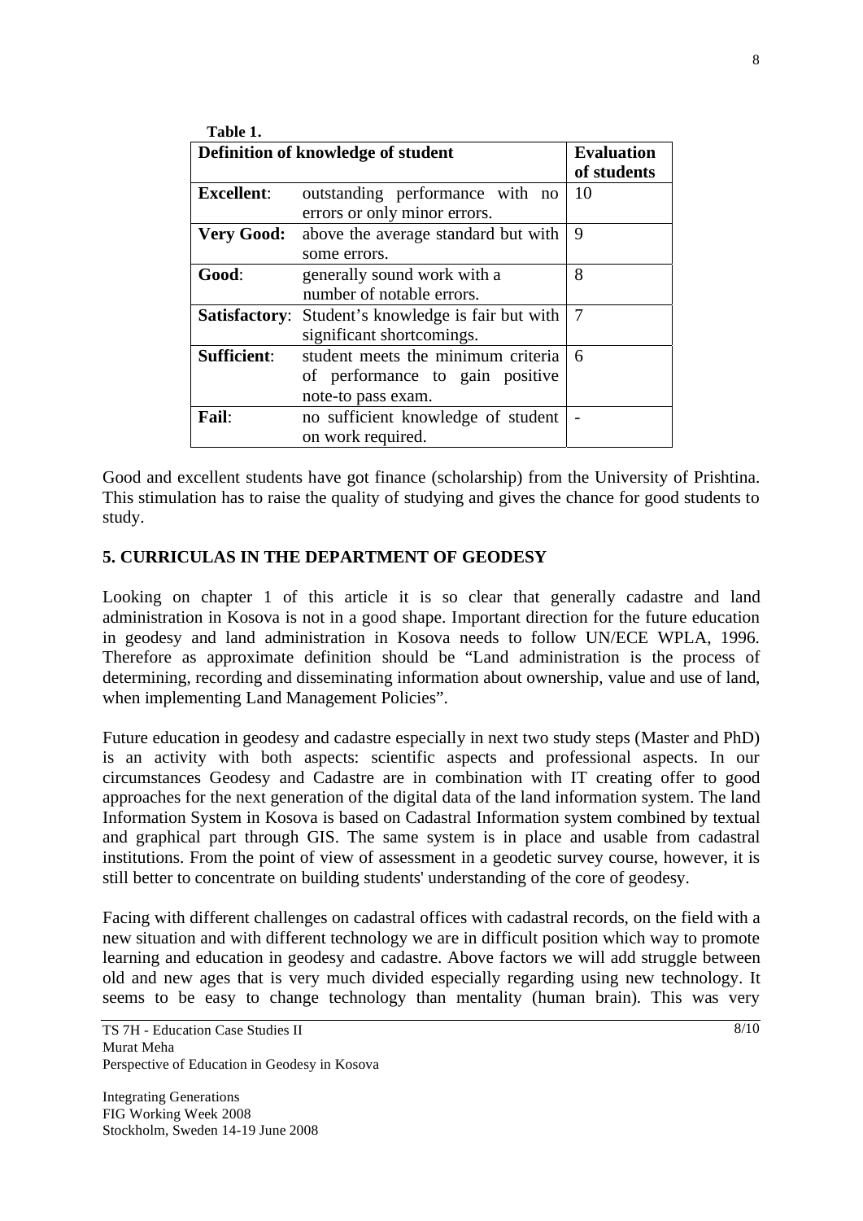**Table 1.**

| Definition of knowledge of student | | Evaluation of students |
|---|---|---|
| **Excellent**: | outstanding performance with no errors or only minor errors. | 10 |
| **Very Good:** | above the average standard but with some errors. | 9 |
| **Good**: | generally sound work with a number of notable errors. | 8 |
| **Satisfactory**: | Student's knowledge is fair but with significant shortcomings. | 7 |
| **Sufficient**: | student meets the minimum criteria of performance to gain positive note-to pass exam. | 6 |
| **Fail**: | no sufficient knowledge of student on work required. | - |

Good and excellent students have got finance (scholarship) from the University of Prishtina. This stimulation has to raise the quality of studying and gives the chance for good students to study.

## 5. CURRICULAS IN THE DEPARTMENT OF GEODESY

Looking on chapter 1 of this article it is so clear that generally cadastre and land administration in Kosova is not in a good shape. Important direction for the future education in geodesy and land administration in Kosova needs to follow UN/ECE WPLA, 1996. Therefore as approximate definition should be "Land administration is the process of determining, recording and disseminating information about ownership, value and use of land, when implementing Land Management Policies".

Future education in geodesy and cadastre especially in next two study steps (Master and PhD) is an activity with both aspects: scientific aspects and professional aspects. In our circumstances Geodesy and Cadastre are in combination with IT creating offer to good approaches for the next generation of the digital data of the land information system. The land Information System in Kosova is based on Cadastral Information system combined by textual and graphical part through GIS. The same system is in place and usable from cadastral institutions. From the point of view of assessment in a geodetic survey course, however, it is still better to concentrate on building students' understanding of the core of geodesy.

Facing with different challenges on cadastral offices with cadastral records, on the field with a new situation and with different technology we are in difficult position which way to promote learning and education in geodesy and cadastre. Above factors we will add struggle between old and new ages that is very much divided especially regarding using new technology. It seems to be easy to change technology than mentality (human brain). This was very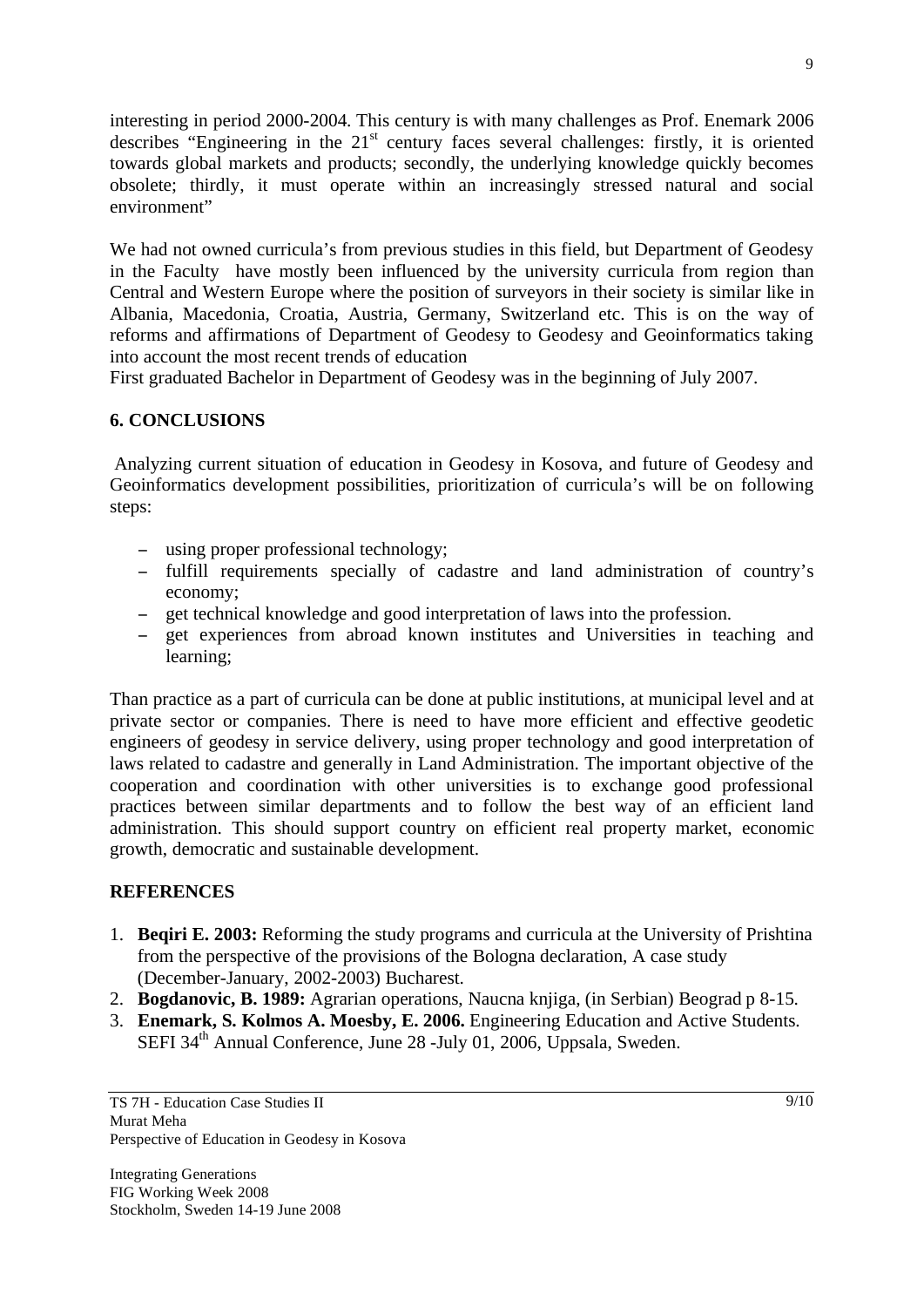interesting in period 2000-2004. This century is with many challenges as Prof. Enemark 2006 describes "Engineering in the 21st century faces several challenges: firstly, it is oriented towards global markets and products; secondly, the underlying knowledge quickly becomes obsolete; thirdly, it must operate within an increasingly stressed natural and social environment"

We had not owned curricula's from previous studies in this field, but Department of Geodesy in the Faculty have mostly been influenced by the university curricula from region than Central and Western Europe where the position of surveyors in their society is similar like in Albania, Macedonia, Croatia, Austria, Germany, Switzerland etc. This is on the way of reforms and affirmations of Department of Geodesy to Geodesy and Geoinformatics taking into account the most recent trends of education

First graduated Bachelor in Department of Geodesy was in the beginning of July 2007.

## 6. CONCLUSIONS

Analyzing current situation of education in Geodesy in Kosova, and future of Geodesy and Geoinformatics development possibilities, prioritization of curricula's will be on following steps:

- using proper professional technology;
- fulfill requirements specially of cadastre and land administration of country's economy;
- get technical knowledge and good interpretation of laws into the profession.
- get experiences from abroad known institutes and Universities in teaching and learning;

Than practice as a part of curricula can be done at public institutions, at municipal level and at private sector or companies. There is need to have more efficient and effective geodetic engineers of geodesy in service delivery, using proper technology and good interpretation of laws related to cadastre and generally in Land Administration. The important objective of the cooperation and coordination with other universities is to exchange good professional practices between similar departments and to follow the best way of an efficient land administration. This should support country on efficient real property market, economic growth, democratic and sustainable development.

## REFERENCES

1. **Beqiri E. 2003:** Reforming the study programs and curricula at the University of Prishtina from the perspective of the provisions of the Bologna declaration, A case study (December-January, 2002-2003) Bucharest.
2. **Bogdanovic, B. 1989:** Agrarian operations, Naucna knjiga, (in Serbian) Beograd p 8-15.
3. **Enemark, S. Kolmos A. Moesby, E. 2006.** Engineering Education and Active Students. SEFI 34th Annual Conference, June 28 -July 01, 2006, Uppsala, Sweden.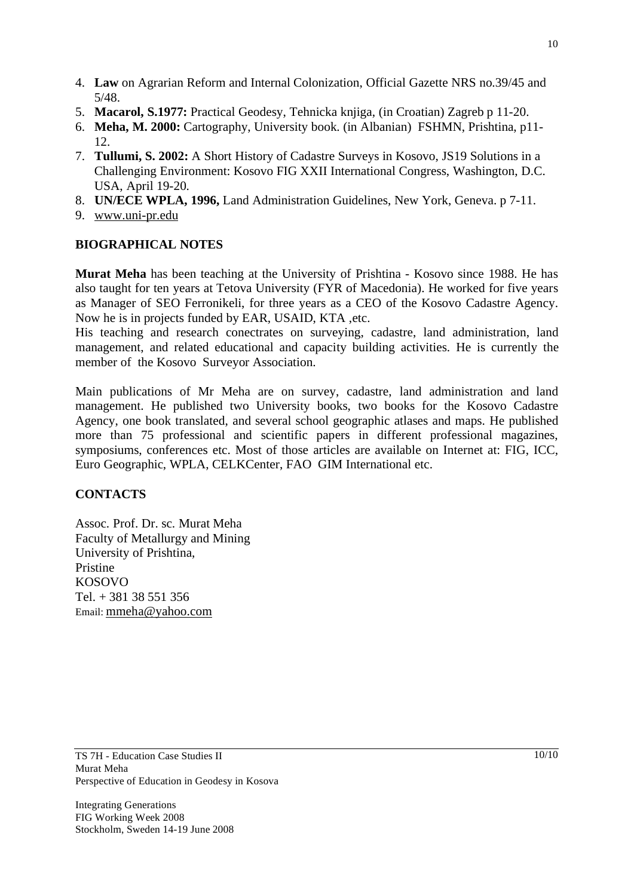4. **Law** on Agrarian Reform and Internal Colonization, Official Gazette NRS no.39/45 and 5/48.
5. **Macarol, S.1977:** Practical Geodesy, Tehnicka knjiga, (in Croatian) Zagreb p 11-20.
6. **Meha, M. 2000:** Cartography, University book. (in Albanian) FSHMN, Prishtina, p11-12.
7. **Tullumi, S. 2002:** A Short History of Cadastre Surveys in Kosovo, JS19 Solutions in a Challenging Environment: Kosovo FIG XXII International Congress, Washington, D.C. USA, April 19-20.
8. **UN/ECE WPLA, 1996,** Land Administration Guidelines, New York, Geneva. p 7-11.
9. www.uni-pr.edu

## BIOGRAPHICAL NOTES

**Murat Meha** has been teaching at the University of Prishtina - Kosovo since 1988. He has also taught for ten years at Tetova University (FYR of Macedonia). He worked for five years as Manager of SEO Ferronikeli, for three years as a CEO of the Kosovo Cadastre Agency. Now he is in projects funded by EAR, USAID, KTA ,etc.
His teaching and research conectrates on surveying, cadastre, land administration, land management, and related educational and capacity building activities. He is currently the member of the Kosovo Surveyor Association.

Main publications of Mr Meha are on survey, cadastre, land administration and land management. He published two University books, two books for the Kosovo Cadastre Agency, one book translated, and several school geographic atlases and maps. He published more than 75 professional and scientific papers in different professional magazines, symposiums, conferences etc. Most of those articles are available on Internet at: FIG, ICC, Euro Geographic, WPLA, CELKCenter, FAO GIM International etc.

## CONTACTS

Assoc. Prof. Dr. sc. Murat Meha
Faculty of Metallurgy and Mining
University of Prishtina,
Pristine
KOSOVO
Tel. + 381 38 551 356
Email: mmeha@yahoo.com